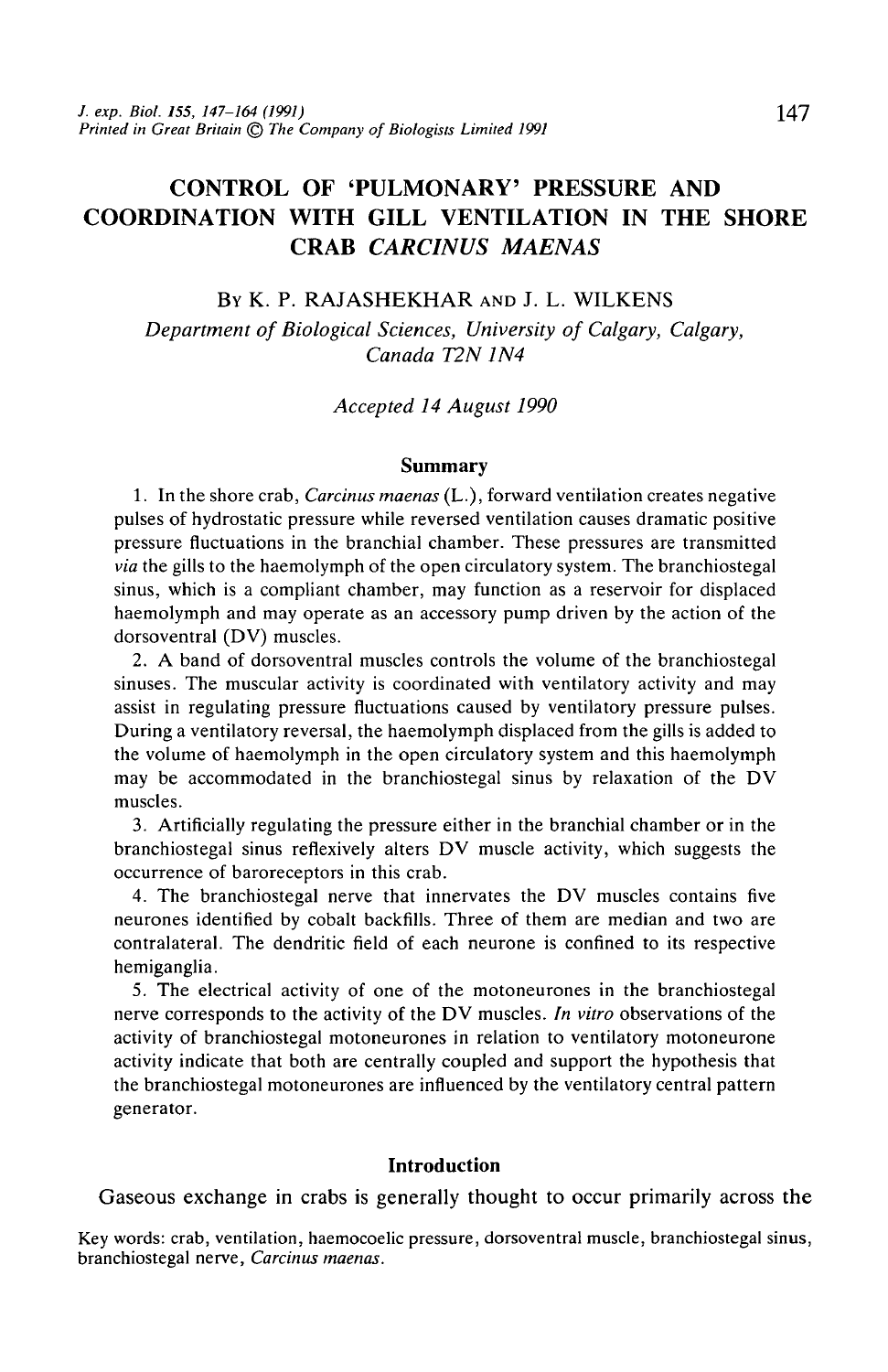# CONTROL OF 'PULMONARY' PRESSURE AND COORDINATION WITH GILL VENTILATION IN THE SHORE CRAB *CARCINUS MAENAS*

By K. P. RAJASHEKHAR and J. L. WILKENS

*Department of Biological Sciences, University of Calgary, Calgary, Canada T2N 1N4*

*Accepted 14 August 1990*

## Summary

1. In the shore crab, *Carcinus maenas* (L.), forward ventilation creates negative pulses of hydrostatic pressure while reversed ventilation causes dramatic positive pressure fluctuations in the branchial chamber. These pressures are transmitted *via* the gills to the haemolymph of the open circulatory system. The branchiostegal sinus, which is a compliant chamber, may function as a reservoir for displaced haemolymph and may operate as an accessory pump driven by the action of the dorsoventral (DV) muscles.

2. A band of dorsoventral muscles controls the volume of the branchiostegal sinuses. The muscular activity is coordinated with ventilatory activity and may assist in regulating pressure fluctuations caused by ventilatory pressure pulses. During a ventilatory reversal, the haemolymph displaced from the gills is added to the volume of haemolymph in the open circulatory system and this haemolymph may be accommodated in the branchiostegal sinus by relaxation of the DV muscles.

3. Artificially regulating the pressure either in the branchial chamber or in the branchiostegal sinus reflexively alters DV muscle activity, which suggests the occurrence of baroreceptors in this crab.

4. The branchiostegal nerve that innervates the DV muscles contains five neurones identified by cobalt backfills. Three of them are median and two are contralateral. The dendritic field of each neurone is confined to its respective hemiganglia.

5. The electrical activity of one of the motoneurones in the branchiostegal nerve corresponds to the activity of the DV muscles. *In vitro* observations of the activity of branchiostegal motoneurones in relation to ventilatory motoneurone activity indicate that both are centrally coupled and support the hypothesis that the branchiostegal motoneurones are influenced by the ventilatory central pattern generator.

## Introduction

Gaseous exchange in crabs is generally thought to occur primarily across the

Key words: crab, ventilation, haemocoelic pressure, dorsoventral muscle, branchiostegal sinus, branchiostegal nerve, *Carcinus maenas*.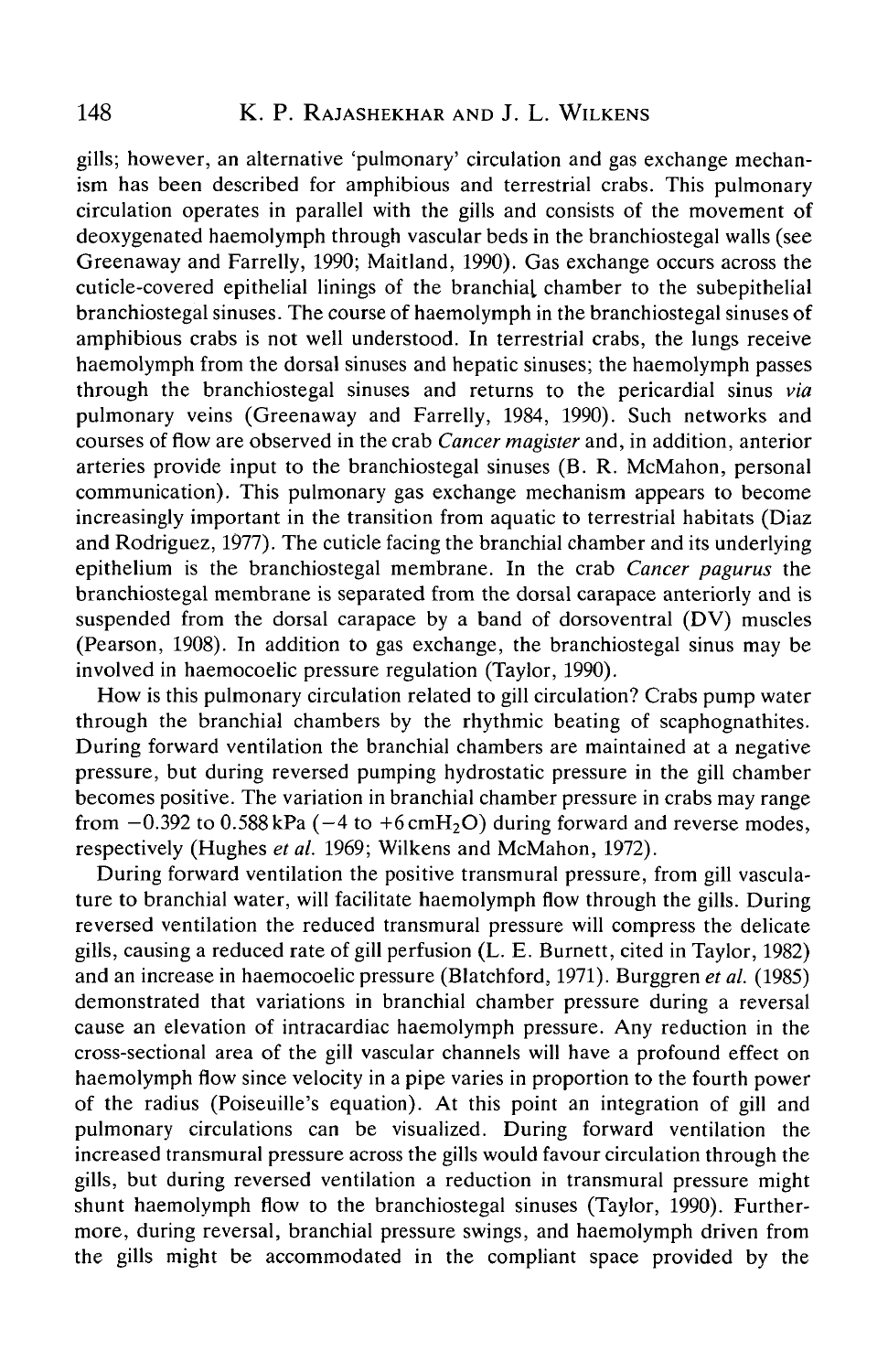gills; however, an alternative 'pulmonary' circulation and gas exchange mechanism has been described for amphibious and terrestrial crabs. This pulmonary circulation operates in parallel with the gills and consists of the movement of deoxygenated haemolymph through vascular beds in the branchiostegal walls (see Greenaway and Farrelly, 1990; Maitland, 1990). Gas exchange occurs across the cuticle-covered epithelial linings of the branchial chamber to the subepithelial branchiostegal sinuses. The course of haemolymph in the branchiostegal sinuses of amphibious crabs is not well understood. In terrestrial crabs, the lungs receive haemolymph from the dorsal sinuses and hepatic sinuses; the haemolymph passes through the branchiostegal sinuses and returns to the pericardial sinus *via* pulmonary veins (Greenaway and Farrelly, 1984, 1990). Such networks and courses of flow are observed in the crab *Cancer magister* and, in addition, anterior arteries provide input to the branchiostegal sinuses (B. R. McMahon, personal communication). This pulmonary gas exchange mechanism appears to become increasingly important in the transition from aquatic to terrestrial habitats (Diaz and Rodriguez, 1977). The cuticle facing the branchial chamber and its underlying epithelium is the branchiostegal membrane. In the crab *Cancer pagurus* the branchiostegal membrane is separated from the dorsal carapace anteriorly and is suspended from the dorsal carapace by a band of dorsoventral (DV) muscles (Pearson, 1908). In addition to gas exchange, the branchiostegal sinus may be involved in haemocoelic pressure regulation (Taylor, 1990).

How is this pulmonary circulation related to gill circulation? Crabs pump water through the branchial chambers by the rhythmic beating of scaphognathites. During forward ventilation the branchial chambers are maintained at a negative pressure, but during reversed pumping hydrostatic pressure in the gill chamber becomes positive. The variation in branchial chamber pressure in crabs may range from $-0.392$ to $0.588$ kPa ($-4$ to $+6$ cm$H_2O$) during forward and reverse modes, respectively (Hughes *et al.* 1969; Wilkens and McMahon, 1972).

During forward ventilation the positive transmural pressure, from gill vasculature to branchial water, will facilitate haemolymph flow through the gills. During reversed ventilation the reduced transmural pressure will compress the delicate gills, causing a reduced rate of gill perfusion (L. E. Burnett, cited in Taylor, 1982) and an increase in haemocoelic pressure (Blatchford, 1971). Burggren *et al.* (1985) demonstrated that variations in branchial chamber pressure during a reversal cause an elevation of intracardiac haemolymph pressure. Any reduction in the cross-sectional area of the gill vascular channels will have a profound effect on haemolymph flow since velocity in a pipe varies in proportion to the fourth power of the radius (Poiseuille's equation). At this point an integration of gill and pulmonary circulations can be visualized. During forward ventilation the increased transmural pressure across the gills would favour circulation through the gills, but during reversed ventilation a reduction in transmural pressure might shunt haemolymph flow to the branchiostegal sinuses (Taylor, 1990). Furthermore, during reversal, branchial pressure swings, and haemolymph driven from the gills might be accommodated in the compliant space provided by the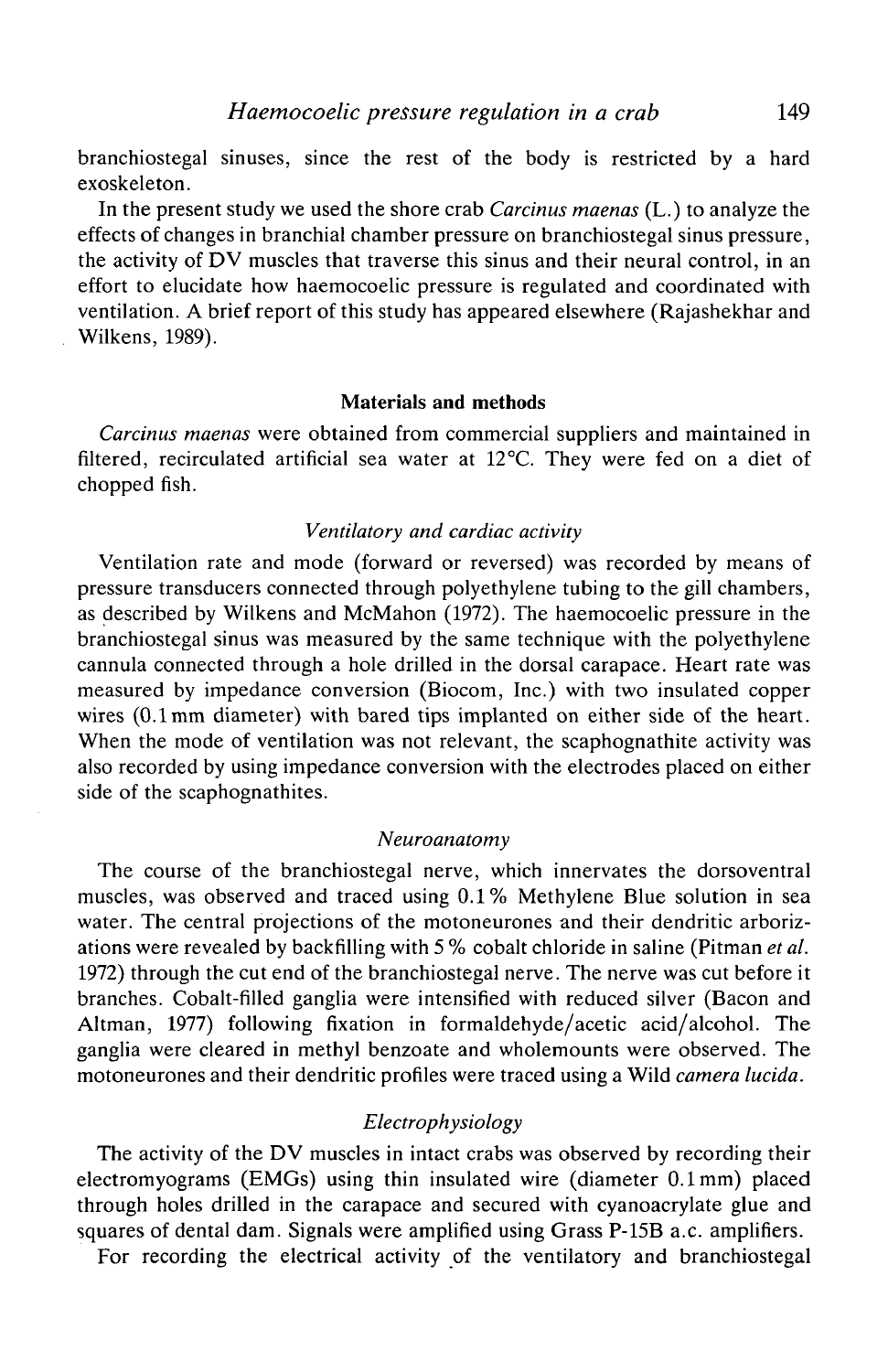branchiostegal sinuses, since the rest of the body is restricted by a hard exoskeleton.

In the present study we used the shore crab *Carcinus maenas* (L.) to analyze the effects of changes in branchial chamber pressure on branchiostegal sinus pressure, the activity of DV muscles that traverse this sinus and their neural control, in an effort to elucidate how haemocoelic pressure is regulated and coordinated with ventilation. A brief report of this study has appeared elsewhere (Rajashekhar and Wilkens, 1989).

## Materials and methods

*Carcinus maenas* were obtained from commercial suppliers and maintained in filtered, recirculated artificial sea water at 12°C. They were fed on a diet of chopped fish.

### *Ventilatory and cardiac activity*

Ventilation rate and mode (forward or reversed) was recorded by means of pressure transducers connected through polyethylene tubing to the gill chambers, as described by Wilkens and McMahon (1972). The haemocoelic pressure in the branchiostegal sinus was measured by the same technique with the polyethylene cannula connected through a hole drilled in the dorsal carapace. Heart rate was measured by impedance conversion (Biocom, Inc.) with two insulated copper wires (0.1 mm diameter) with bared tips implanted on either side of the heart. When the mode of ventilation was not relevant, the scaphognathite activity was also recorded by using impedance conversion with the electrodes placed on either side of the scaphognathites.

### *Neuroanatomy*

The course of the branchiostegal nerve, which innervates the dorsoventral muscles, was observed and traced using 0.1% Methylene Blue solution in sea water. The central projections of the motoneurones and their dendritic arborizations were revealed by backfilling with 5 % cobalt chloride in saline (Pitman *et al.* 1972) through the cut end of the branchiostegal nerve. The nerve was cut before it branches. Cobalt-filled ganglia were intensified with reduced silver (Bacon and Altman, 1977) following fixation in formaldehyde/acetic acid/alcohol. The ganglia were cleared in methyl benzoate and wholemounts were observed. The motoneurones and their dendritic profiles were traced using a Wild *camera lucida*.

### *Electrophysiology*

The activity of the DV muscles in intact crabs was observed by recording their electromyograms (EMGs) using thin insulated wire (diameter 0.1 mm) placed through holes drilled in the carapace and secured with cyanoacrylate glue and squares of dental dam. Signals were amplified using Grass P-15B a.c. amplifiers.

For recording the electrical activity of the ventilatory and branchiostegal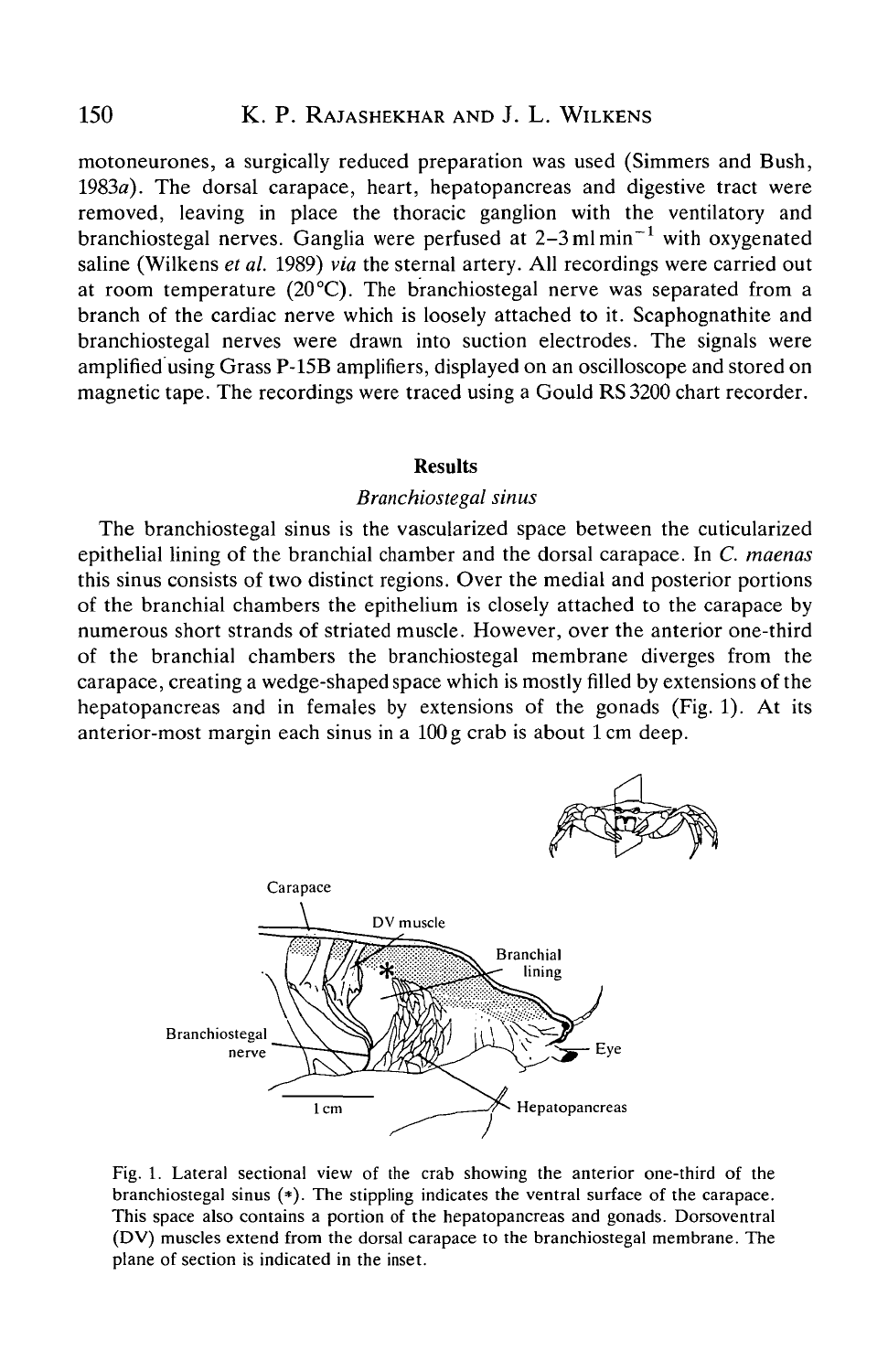motoneurones, a surgically reduced preparation was used (Simmers and Bush, 1983*a*). The dorsal carapace, heart, hepatopancreas and digestive tract were removed, leaving in place the thoracic ganglion with the ventilatory and branchiostegal nerves. Ganglia were perfused at $2\text{–}3\,\mathrm{ml\,min^{-1}}$ with oxygenated saline (Wilkens *et al.* 1989) *via* the sternal artery. All recordings were carried out at room temperature (20°C). The branchiostegal nerve was separated from a branch of the cardiac nerve which is loosely attached to it. Scaphognathite and branchiostegal nerves were drawn into suction electrodes. The signals were amplified using Grass P-15B amplifiers, displayed on an oscilloscope and stored on magnetic tape. The recordings were traced using a Gould RS 3200 chart recorder.

## Results

### *Branchiostegal sinus*

The branchiostegal sinus is the vascularized space between the cuticularized epithelial lining of the branchial chamber and the dorsal carapace. In *C. maenas* this sinus consists of two distinct regions. Over the medial and posterior portions of the branchial chambers the epithelium is closely attached to the carapace by numerous short strands of striated muscle. However, over the anterior one-third of the branchial chambers the branchiostegal membrane diverges from the carapace, creating a wedge-shaped space which is mostly filled by extensions of the hepatopancreas and in females by extensions of the gonads (Fig. 1). At its anterior-most margin each sinus in a 100 g crab is about 1 cm deep.

Fig. 1. Lateral sectional view of the crab showing the anterior one-third of the branchiostegal sinus (*). The stippling indicates the ventral surface of the carapace. This space also contains a portion of the hepatopancreas and gonads. Dorsoventral (DV) muscles extend from the dorsal carapace to the branchiostegal membrane. The plane of section is indicated in the inset.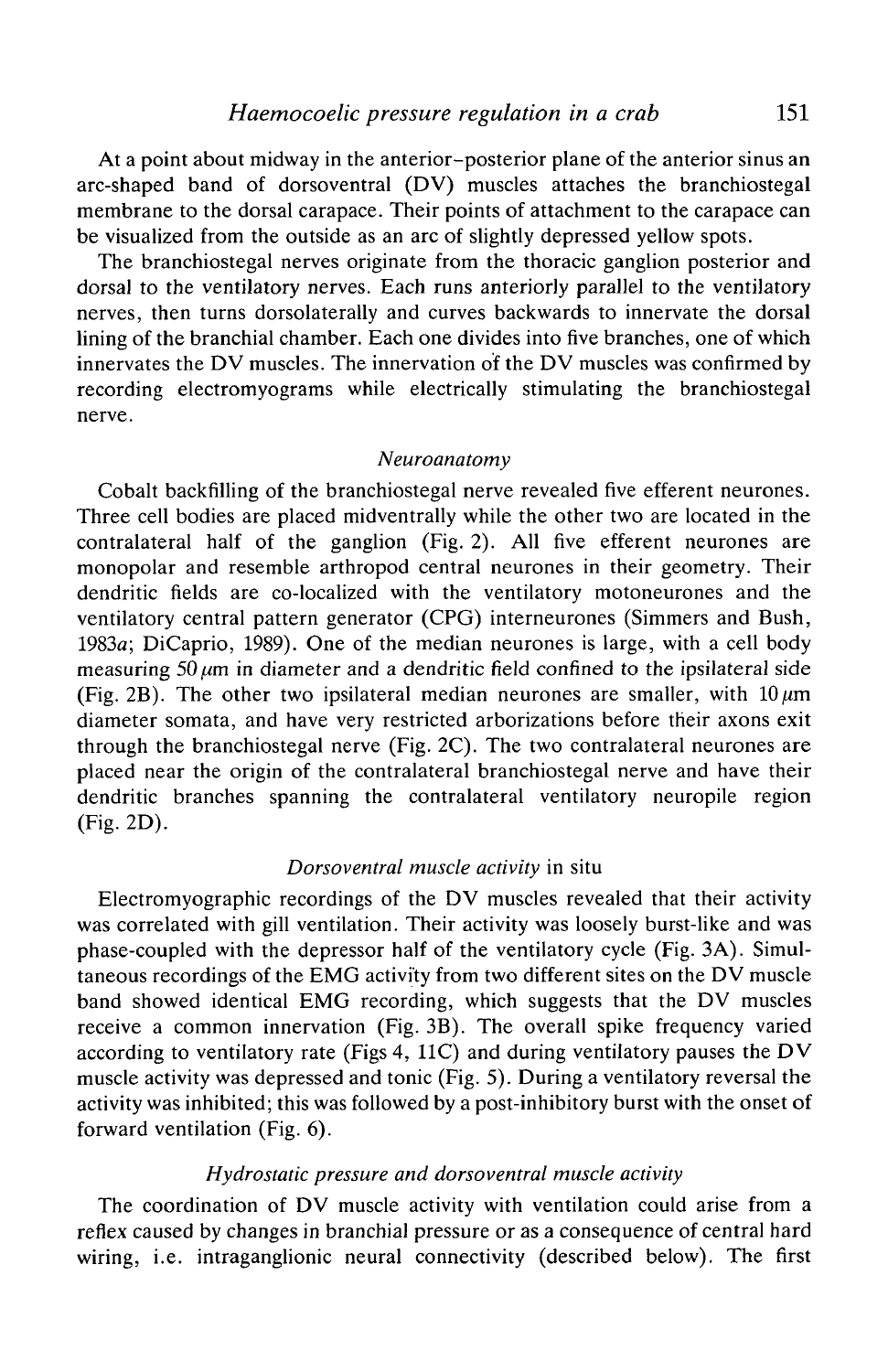At a point about midway in the anterior–posterior plane of the anterior sinus an arc-shaped band of dorsoventral (DV) muscles attaches the branchiostegal membrane to the dorsal carapace. Their points of attachment to the carapace can be visualized from the outside as an arc of slightly depressed yellow spots.

The branchiostegal nerves originate from the thoracic ganglion posterior and dorsal to the ventilatory nerves. Each runs anteriorly parallel to the ventilatory nerves, then turns dorsolaterally and curves backwards to innervate the dorsal lining of the branchial chamber. Each one divides into five branches, one of which innervates the DV muscles. The innervation of the DV muscles was confirmed by recording electromyograms while electrically stimulating the branchiostegal nerve.

### *Neuroanatomy*

Cobalt backfilling of the branchiostegal nerve revealed five efferent neurones. Three cell bodies are placed midventrally while the other two are located in the contralateral half of the ganglion (Fig. 2). All five efferent neurones are monopolar and resemble arthropod central neurones in their geometry. Their dendritic fields are co-localized with the ventilatory motoneurones and the ventilatory central pattern generator (CPG) interneurones (Simmers and Bush, 1983*a*; DiCaprio, 1989). One of the median neurones is large, with a cell body measuring $50\,\mu m$ in diameter and a dendritic field confined to the ipsilateral side (Fig. 2B). The other two ipsilateral median neurones are smaller, with $10\,\mu m$ diameter somata, and have very restricted arborizations before their axons exit through the branchiostegal nerve (Fig. 2C). The two contralateral neurones are placed near the origin of the contralateral branchiostegal nerve and have their dendritic branches spanning the contralateral ventilatory neuropile region (Fig. 2D).

### *Dorsoventral muscle activity* in situ

Electromyographic recordings of the DV muscles revealed that their activity was correlated with gill ventilation. Their activity was loosely burst-like and was phase-coupled with the depressor half of the ventilatory cycle (Fig. 3A). Simultaneous recordings of the EMG activity from two different sites on the DV muscle band showed identical EMG recording, which suggests that the DV muscles receive a common innervation (Fig. 3B). The overall spike frequency varied according to ventilatory rate (Figs 4, 11C) and during ventilatory pauses the DV muscle activity was depressed and tonic (Fig. 5). During a ventilatory reversal the activity was inhibited; this was followed by a post-inhibitory burst with the onset of forward ventilation (Fig. 6).

### *Hydrostatic pressure and dorsoventral muscle activity*

The coordination of DV muscle activity with ventilation could arise from a reflex caused by changes in branchial pressure or as a consequence of central hard wiring, i.e. intraganglionic neural connectivity (described below). The first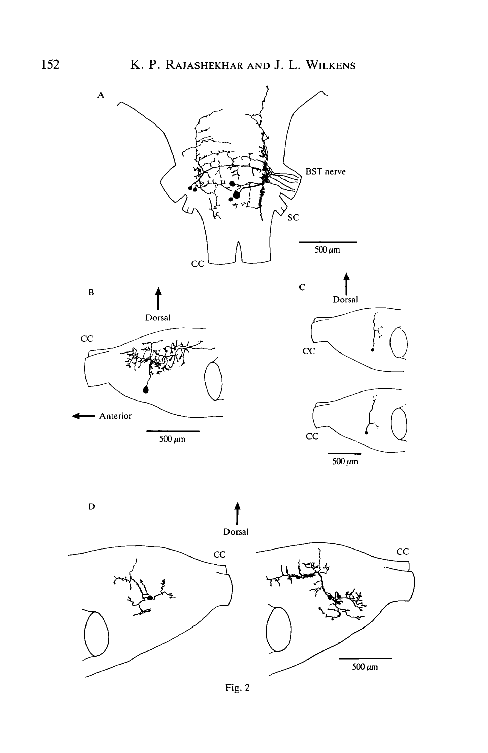Fig. 2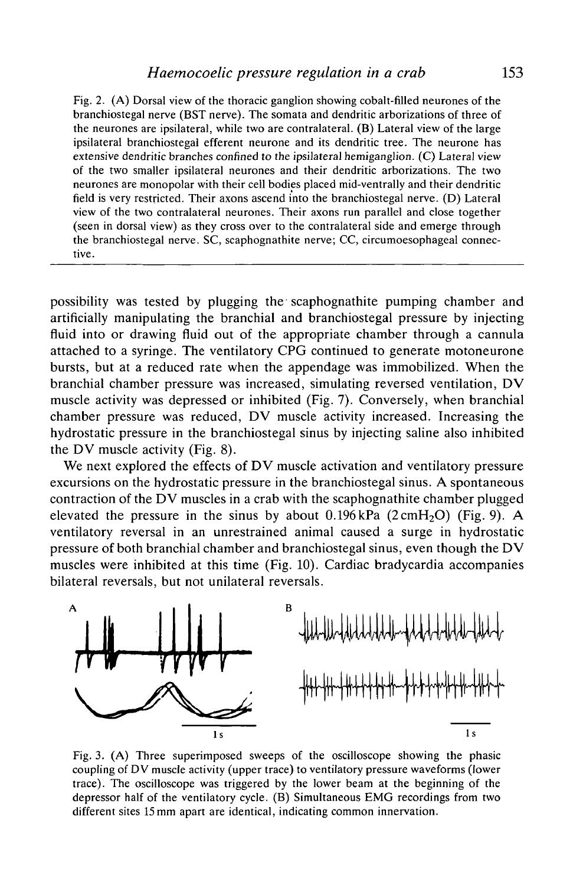Fig. 2. (A) Dorsal view of the thoracic ganglion showing cobalt-filled neurones of the branchiostegal nerve (BST nerve). The somata and dendritic arborizations of three of the neurones are ipsilateral, while two are contralateral. (B) Lateral view of the large ipsilateral branchiostegal efferent neurone and its dendritic tree. The neurone has extensive dendritic branches confined to the ipsilateral hemiganglion. (C) Lateral view of the two smaller ipsilateral neurones and their dendritic arborizations. The two neurones are monopolar with their cell bodies placed mid-ventrally and their dendritic field is very restricted. Their axons ascend into the branchiostegal nerve. (D) Lateral view of the two contralateral neurones. Their axons run parallel and close together (seen in dorsal view) as they cross over to the contralateral side and emerge through the branchiostegal nerve. SC, scaphognathite nerve; CC, circumoesophageal connective.

possibility was tested by plugging the scaphognathite pumping chamber and artificially manipulating the branchial and branchiostegal pressure by injecting fluid into or drawing fluid out of the appropriate chamber through a cannula attached to a syringe. The ventilatory CPG continued to generate motoneurone bursts, but at a reduced rate when the appendage was immobilized. When the branchial chamber pressure was increased, simulating reversed ventilation, DV muscle activity was depressed or inhibited (Fig. 7). Conversely, when branchial chamber pressure was reduced, DV muscle activity increased. Increasing the hydrostatic pressure in the branchiostegal sinus by injecting saline also inhibited the DV muscle activity (Fig. 8).

We next explored the effects of DV muscle activation and ventilatory pressure excursions on the hydrostatic pressure in the branchiostegal sinus. A spontaneous contraction of the DV muscles in a crab with the scaphognathite chamber plugged elevated the pressure in the sinus by about 0.196 kPa (2 $cmH_2O$) (Fig. 9). A ventilatory reversal in an unrestrained animal caused a surge in hydrostatic pressure of both branchial chamber and branchiostegal sinus, even though the DV muscles were inhibited at this time (Fig. 10). Cardiac bradycardia accompanies bilateral reversals, but not unilateral reversals.

Fig. 3. (A) Three superimposed sweeps of the oscilloscope showing the phasic coupling of DV muscle activity (upper trace) to ventilatory pressure waveforms (lower trace). The oscilloscope was triggered by the lower beam at the beginning of the depressor half of the ventilatory cycle. (B) Simultaneous EMG recordings from two different sites 15 mm apart are identical, indicating common innervation.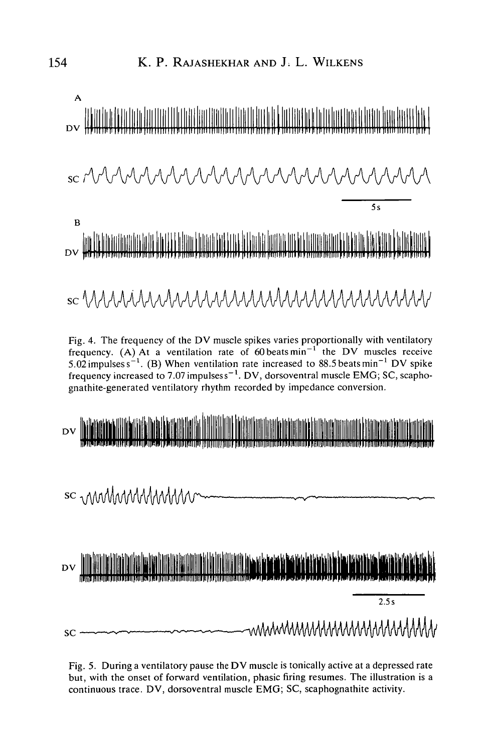Fig. 4. The frequency of the DV muscle spikes varies proportionally with ventilatory frequency. (A) At a ventilation rate of 60 beats $min^{-1}$ the DV muscles receive 5.02 impulses $s^{-1}$. (B) When ventilation rate increased to 88.5 beats $min^{-1}$ DV spike frequency increased to 7.07 impulses $s^{-1}$. DV, dorsoventral muscle EMG; SC, scaphognathite-generated ventilatory rhythm recorded by impedance conversion.

Fig. 5. During a ventilatory pause the DV muscle is tonically active at a depressed rate but, with the onset of forward ventilation, phasic firing resumes. The illustration is a continuous trace. DV, dorsoventral muscle EMG; SC, scaphognathite activity.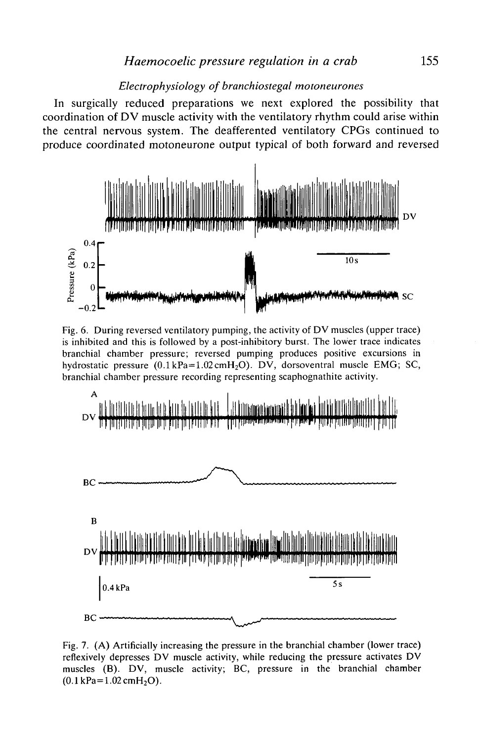### *Electrophysiology of branchiostegal motoneurones*

In surgically reduced preparations we next explored the possibility that coordination of DV muscle activity with the ventilatory rhythm could arise within the central nervous system. The deafferented ventilatory CPGs continued to produce coordinated motoneurone output typical of both forward and reversed

Fig. 6. During reversed ventilatory pumping, the activity of DV muscles (upper trace) is inhibited and this is followed by a post-inhibitory burst. The lower trace indicates branchial chamber pressure; reversed pumping produces positive excursions in hydrostatic pressure (0.1 kPa=1.02 cm$H_2O$). DV, dorsoventral muscle EMG; SC, branchial chamber pressure recording representing scaphognathite activity.

Fig. 7. (A) Artificially increasing the pressure in the branchial chamber (lower trace) reflexively depresses DV muscle activity, while reducing the pressure activates DV muscles (B). DV, muscle activity; BC, pressure in the branchial chamber (0.1 kPa=1.02 cm$H_2O$).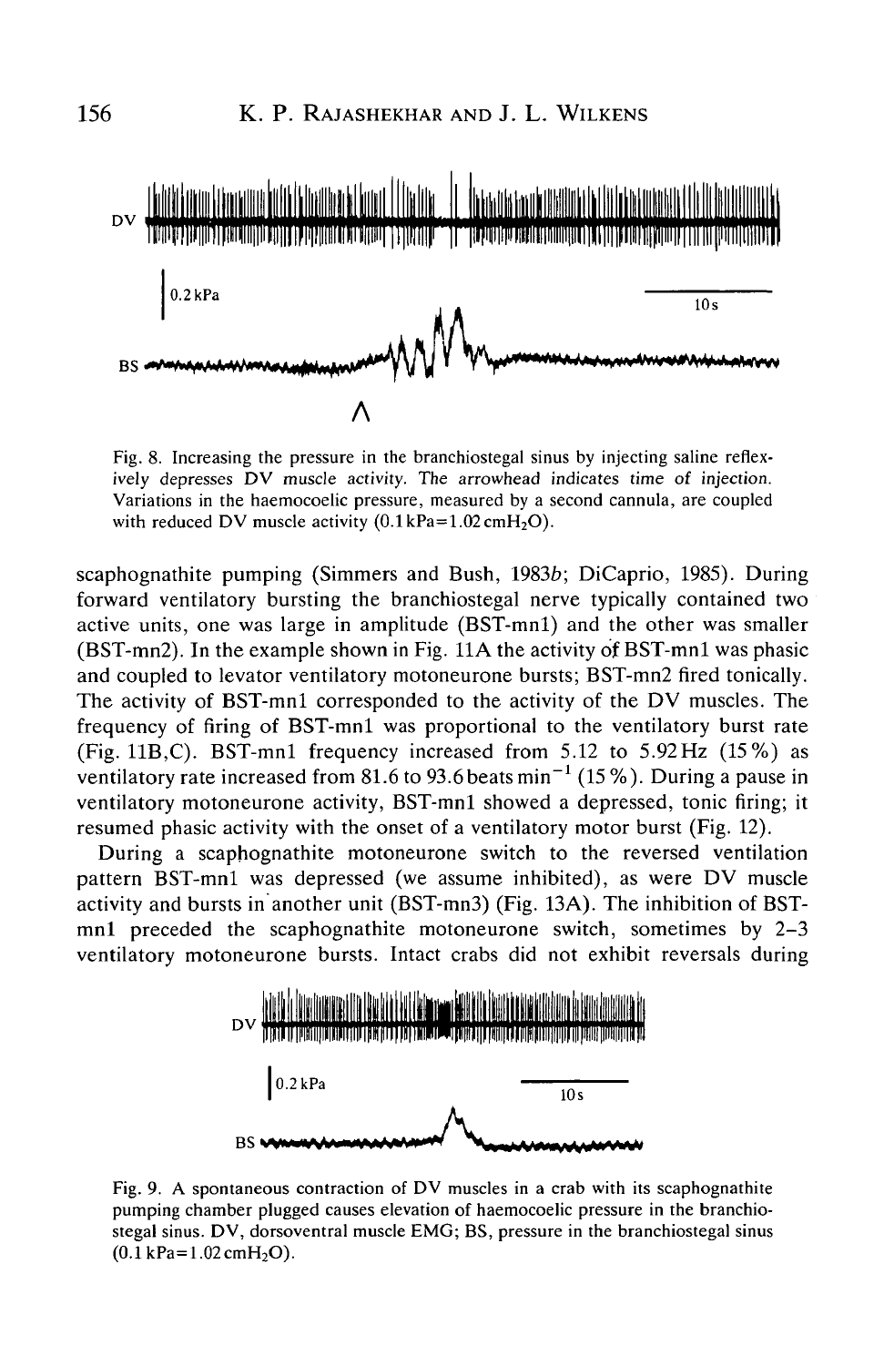Fig. 8. Increasing the pressure in the branchiostegal sinus by injecting saline reflexively depresses DV muscle activity. The arrowhead indicates time of injection. Variations in the haemocoelic pressure, measured by a second cannula, are coupled with reduced DV muscle activity ($0.1\,kPa = 1.02\,cmH_2O$).

scaphognathite pumping (Simmers and Bush, 1983*b*; DiCaprio, 1985). During forward ventilatory bursting the branchiostegal nerve typically contained two active units, one was large in amplitude (BST-mn1) and the other was smaller (BST-mn2). In the example shown in Fig. 11A the activity of BST-mn1 was phasic and coupled to levator ventilatory motoneurone bursts; BST-mn2 fired tonically. The activity of BST-mn1 corresponded to the activity of the DV muscles. The frequency of firing of BST-mn1 was proportional to the ventilatory burst rate (Fig. 11B,C). BST-mn1 frequency increased from 5.12 to 5.92 Hz (15 %) as ventilatory rate increased from 81.6 to 93.6 beats $min^{-1}$ (15 %). During a pause in ventilatory motoneurone activity, BST-mn1 showed a depressed, tonic firing; it resumed phasic activity with the onset of a ventilatory motor burst (Fig. 12).

During a scaphognathite motoneurone switch to the reversed ventilation pattern BST-mn1 was depressed (we assume inhibited), as were DV muscle activity and bursts in another unit (BST-mn3) (Fig. 13A). The inhibition of BST-mn1 preceded the scaphognathite motoneurone switch, sometimes by 2–3 ventilatory motoneurone bursts. Intact crabs did not exhibit reversals during

Fig. 9. A spontaneous contraction of DV muscles in a crab with its scaphognathite pumping chamber plugged causes elevation of haemocoelic pressure in the branchiostegal sinus. DV, dorsoventral muscle EMG; BS, pressure in the branchiostegal sinus ($0.1\,kPa = 1.02\,cmH_2O$).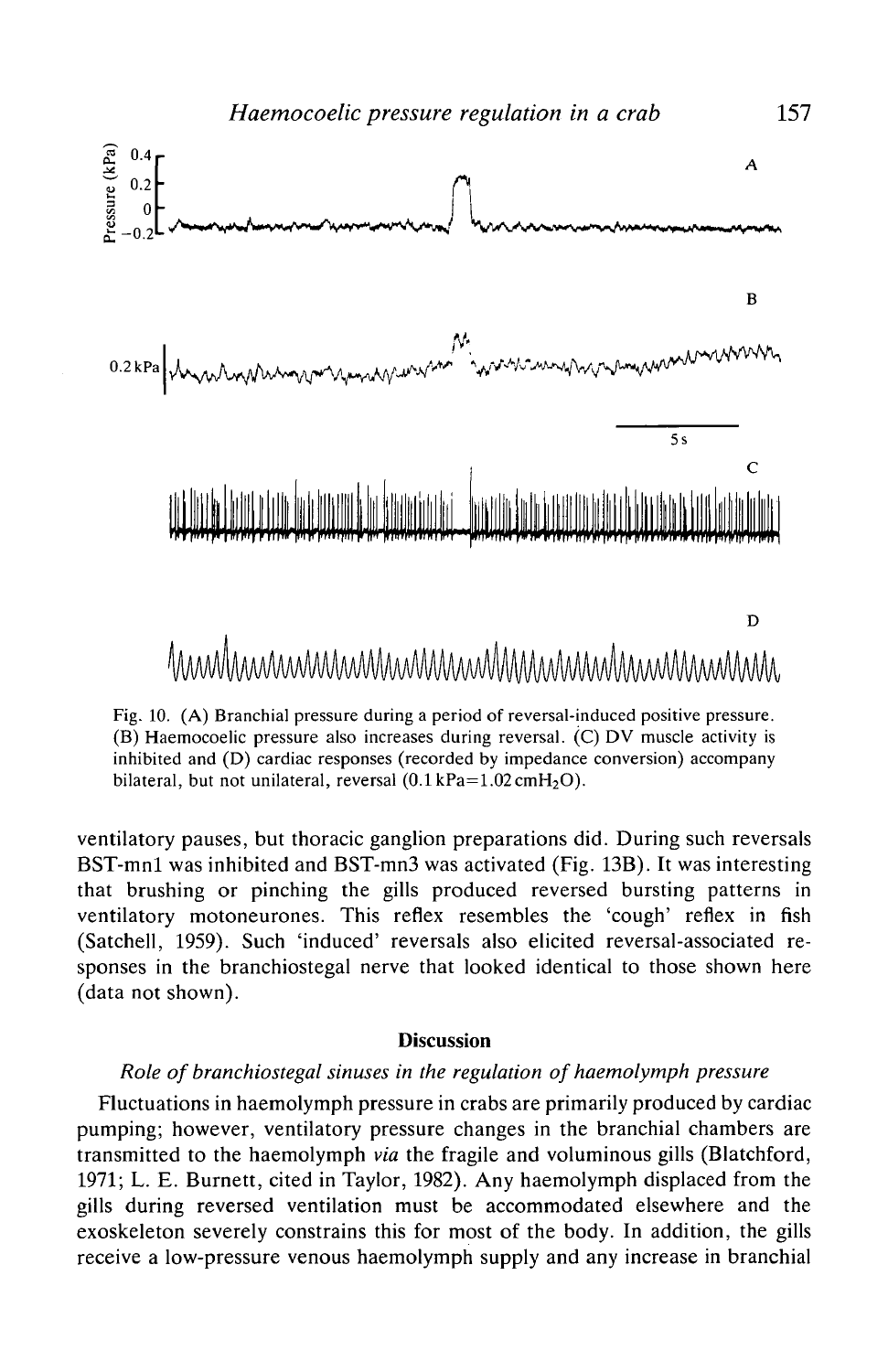Fig. 10. (A) Branchial pressure during a period of reversal-induced positive pressure. (B) Haemocoelic pressure also increases during reversal. (C) DV muscle activity is inhibited and (D) cardiac responses (recorded by impedance conversion) accompany bilateral, but not unilateral, reversal (0.1 kPa=1.02 $cmH_2O$).

ventilatory pauses, but thoracic ganglion preparations did. During such reversals BST-mn1 was inhibited and BST-mn3 was activated (Fig. 13B). It was interesting that brushing or pinching the gills produced reversed bursting patterns in ventilatory motoneurones. This reflex resembles the 'cough' reflex in fish (Satchell, 1959). Such 'induced' reversals also elicited reversal-associated responses in the branchiostegal nerve that looked identical to those shown here (data not shown).

## Discussion

### *Role of branchiostegal sinuses in the regulation of haemolymph pressure*

Fluctuations in haemolymph pressure in crabs are primarily produced by cardiac pumping; however, ventilatory pressure changes in the branchial chambers are transmitted to the haemolymph *via* the fragile and voluminous gills (Blatchford, 1971; L. E. Burnett, cited in Taylor, 1982). Any haemolymph displaced from the gills during reversed ventilation must be accommodated elsewhere and the exoskeleton severely constrains this for most of the body. In addition, the gills receive a low-pressure venous haemolymph supply and any increase in branchial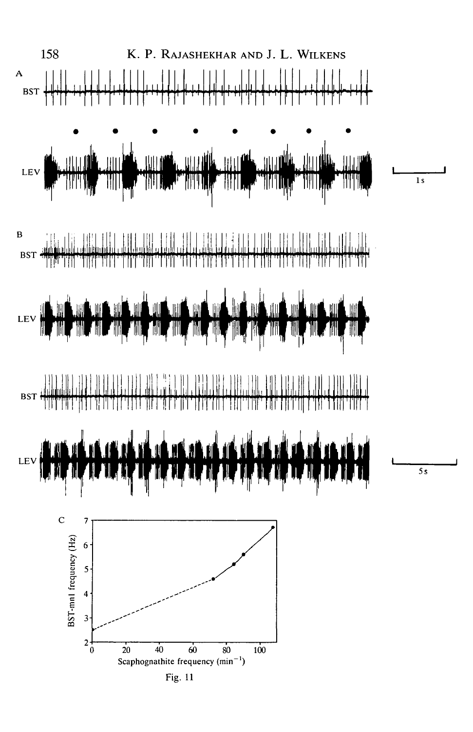Fig. 11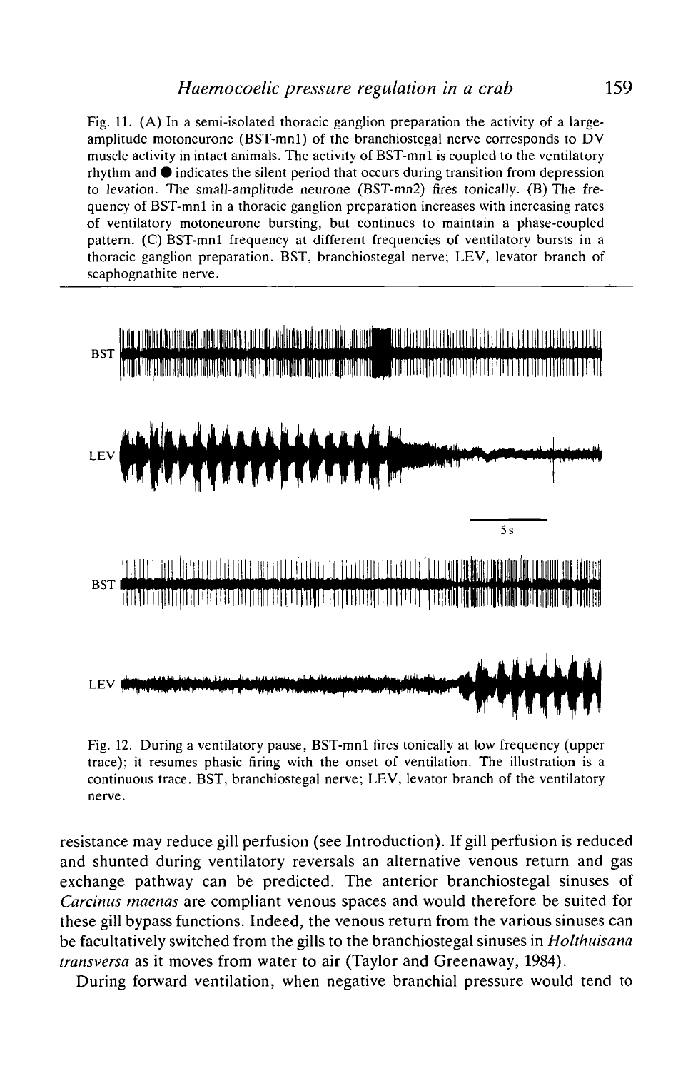Fig. 11. (A) In a semi-isolated thoracic ganglion preparation the activity of a large-amplitude motoneurone (BST-mn1) of the branchiostegal nerve corresponds to DV muscle activity in intact animals. The activity of BST-mn1 is coupled to the ventilatory rhythm and ● indicates the silent period that occurs during transition from depression to levation. The small-amplitude neurone (BST-mn2) fires tonically. (B) The frequency of BST-mn1 in a thoracic ganglion preparation increases with increasing rates of ventilatory motoneurone bursting, but continues to maintain a phase-coupled pattern. (C) BST-mn1 frequency at different frequencies of ventilatory bursts in a thoracic ganglion preparation. BST, branchiostegal nerve; LEV, levator branch of scaphognathite nerve.

Fig. 12. During a ventilatory pause, BST-mn1 fires tonically at low frequency (upper trace); it resumes phasic firing with the onset of ventilation. The illustration is a continuous trace. BST, branchiostegal nerve; LEV, levator branch of the ventilatory nerve.

resistance may reduce gill perfusion (see Introduction). If gill perfusion is reduced and shunted during ventilatory reversals an alternative venous return and gas exchange pathway can be predicted. The anterior branchiostegal sinuses of *Carcinus maenas* are compliant venous spaces and would therefore be suited for these gill bypass functions. Indeed, the venous return from the various sinuses can be facultatively switched from the gills to the branchiostegal sinuses in *Holthuisana transversa* as it moves from water to air (Taylor and Greenaway, 1984).

During forward ventilation, when negative branchial pressure would tend to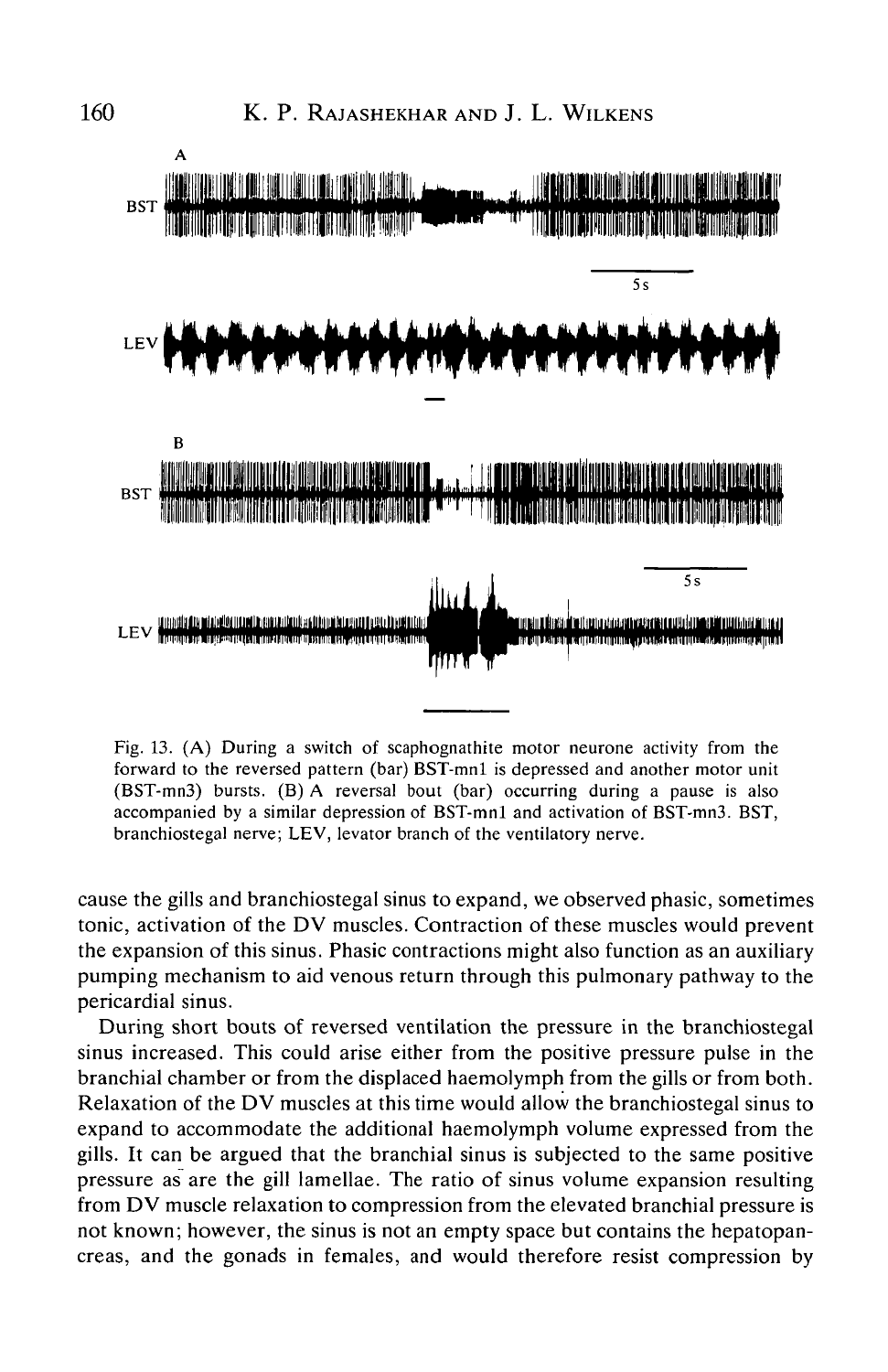Fig. 13. (A) During a switch of scaphognathite motor neurone activity from the forward to the reversed pattern (bar) BST-mn1 is depressed and another motor unit (BST-mn3) bursts. (B) A reversal bout (bar) occurring during a pause is also accompanied by a similar depression of BST-mn1 and activation of BST-mn3. BST, branchiostegal nerve; LEV, levator branch of the ventilatory nerve.

cause the gills and branchiostegal sinus to expand, we observed phasic, sometimes tonic, activation of the DV muscles. Contraction of these muscles would prevent the expansion of this sinus. Phasic contractions might also function as an auxiliary pumping mechanism to aid venous return through this pulmonary pathway to the pericardial sinus.

During short bouts of reversed ventilation the pressure in the branchiostegal sinus increased. This could arise either from the positive pressure pulse in the branchial chamber or from the displaced haemolymph from the gills or from both. Relaxation of the DV muscles at this time would allow the branchiostegal sinus to expand to accommodate the additional haemolymph volume expressed from the gills. It can be argued that the branchial sinus is subjected to the same positive pressure as are the gill lamellae. The ratio of sinus volume expansion resulting from DV muscle relaxation to compression from the elevated branchial pressure is not known; however, the sinus is not an empty space but contains the hepatopancreas, and the gonads in females, and would therefore resist compression by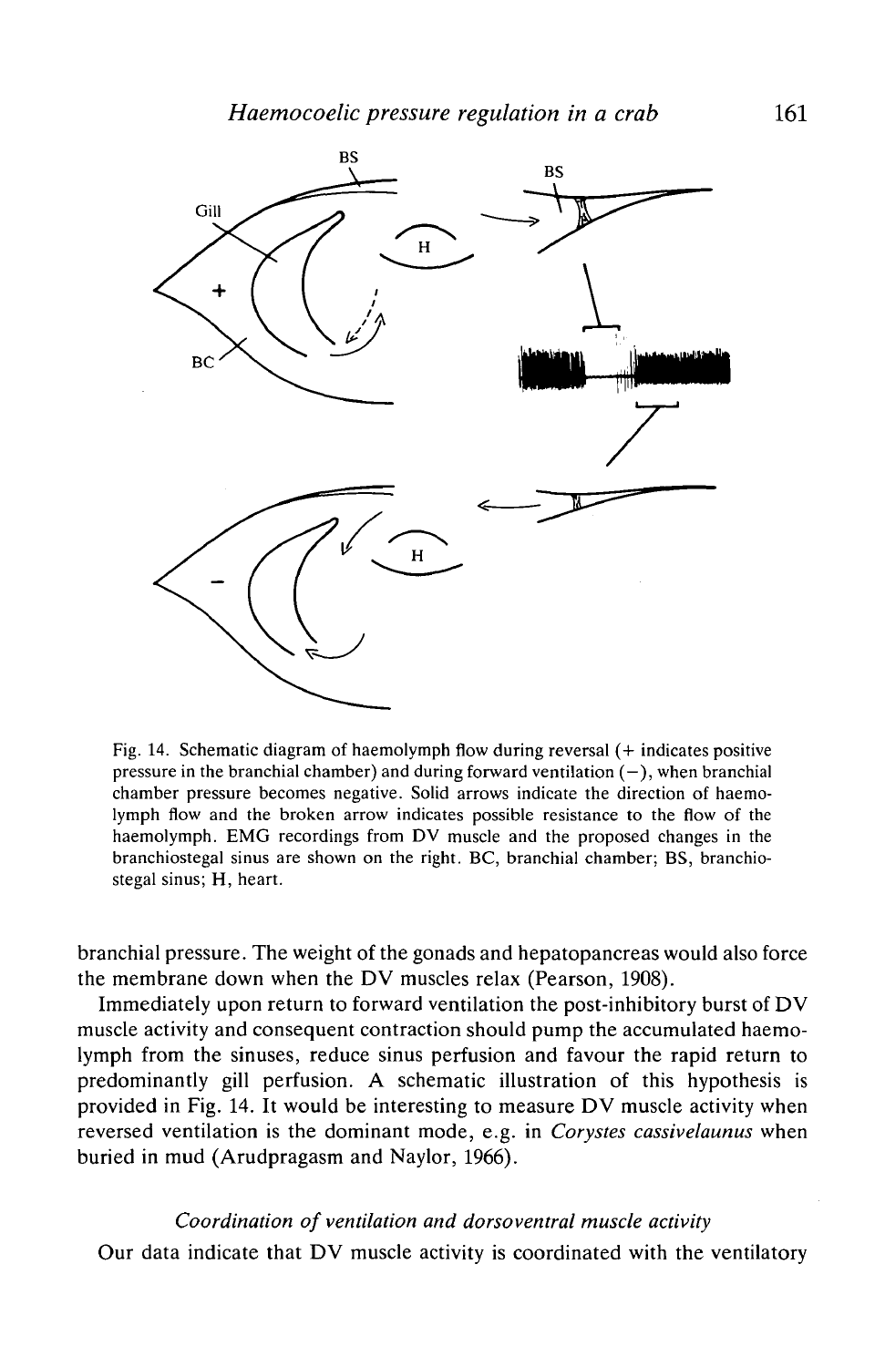Fig. 14. Schematic diagram of haemolymph flow during reversal (+ indicates positive pressure in the branchial chamber) and during forward ventilation (−), when branchial chamber pressure becomes negative. Solid arrows indicate the direction of haemolymph flow and the broken arrow indicates possible resistance to the flow of the haemolymph. EMG recordings from DV muscle and the proposed changes in the branchiostegal sinus are shown on the right. BC, branchial chamber; BS, branchiostegal sinus; H, heart.

branchial pressure. The weight of the gonads and hepatopancreas would also force the membrane down when the DV muscles relax (Pearson, 1908).

Immediately upon return to forward ventilation the post-inhibitory burst of DV muscle activity and consequent contraction should pump the accumulated haemolymph from the sinuses, reduce sinus perfusion and favour the rapid return to predominantly gill perfusion. A schematic illustration of this hypothesis is provided in Fig. 14. It would be interesting to measure DV muscle activity when reversed ventilation is the dominant mode, e.g. in *Corystes cassivelaunus* when buried in mud (Arudpragasm and Naylor, 1966).

### *Coordination of ventilation and dorsoventral muscle activity*

Our data indicate that DV muscle activity is coordinated with the ventilatory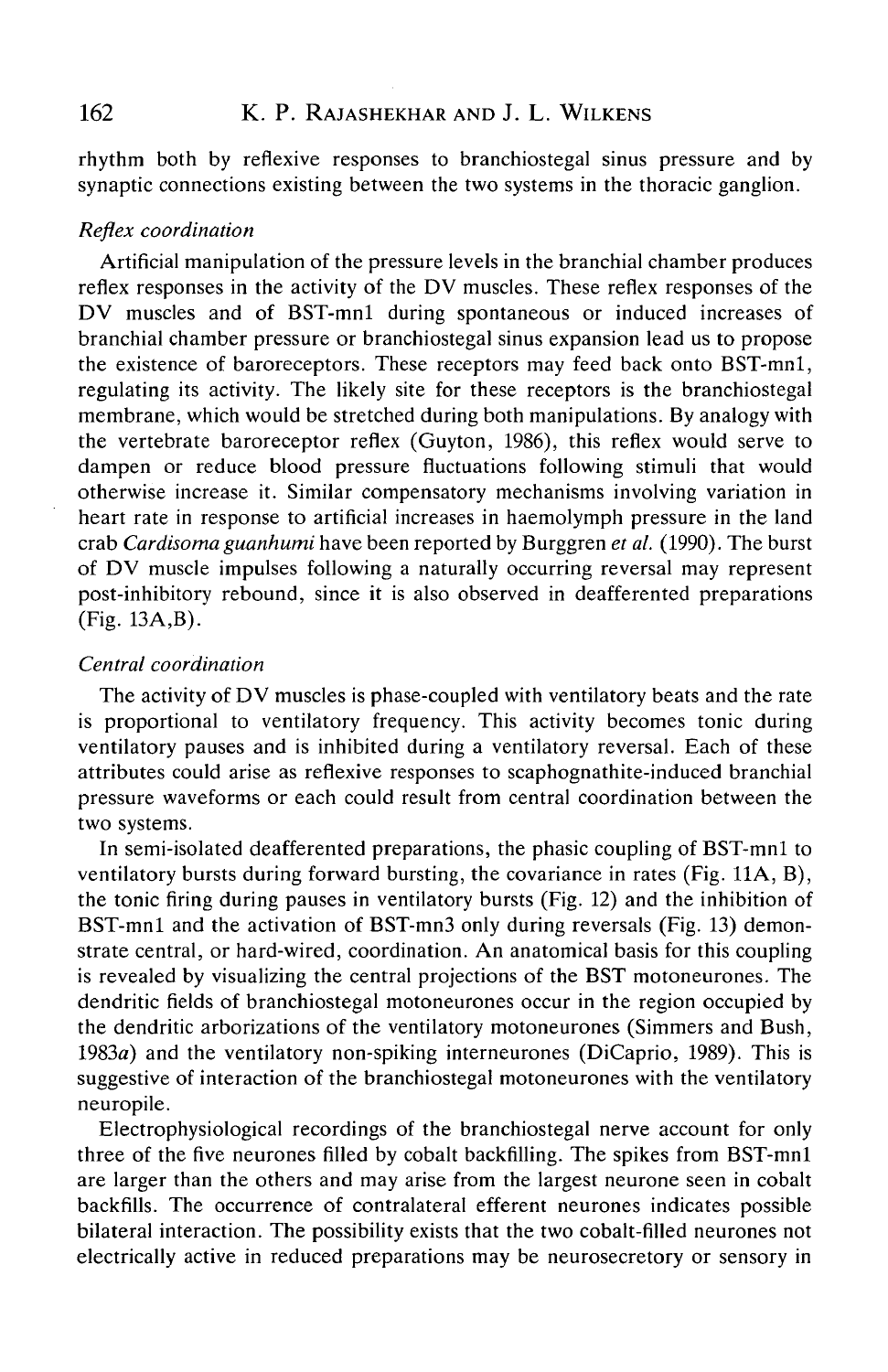rhythm both by reflexive responses to branchiostegal sinus pressure and by synaptic connections existing between the two systems in the thoracic ganglion.

### *Reflex coordination*

Artificial manipulation of the pressure levels in the branchial chamber produces reflex responses in the activity of the DV muscles. These reflex responses of the DV muscles and of BST-mn1 during spontaneous or induced increases of branchial chamber pressure or branchiostegal sinus expansion lead us to propose the existence of baroreceptors. These receptors may feed back onto BST-mn1, regulating its activity. The likely site for these receptors is the branchiostegal membrane, which would be stretched during both manipulations. By analogy with the vertebrate baroreceptor reflex (Guyton, 1986), this reflex would serve to dampen or reduce blood pressure fluctuations following stimuli that would otherwise increase it. Similar compensatory mechanisms involving variation in heart rate in response to artificial increases in haemolymph pressure in the land crab *Cardisoma guanhumi* have been reported by Burggren *et al.* (1990). The burst of DV muscle impulses following a naturally occurring reversal may represent post-inhibitory rebound, since it is also observed in deafferented preparations (Fig. 13A,B).

### *Central coordination*

The activity of DV muscles is phase-coupled with ventilatory beats and the rate is proportional to ventilatory frequency. This activity becomes tonic during ventilatory pauses and is inhibited during a ventilatory reversal. Each of these attributes could arise as reflexive responses to scaphognathite-induced branchial pressure waveforms or each could result from central coordination between the two systems.

In semi-isolated deafferented preparations, the phasic coupling of BST-mn1 to ventilatory bursts during forward bursting, the covariance in rates (Fig. 11A, B), the tonic firing during pauses in ventilatory bursts (Fig. 12) and the inhibition of BST-mn1 and the activation of BST-mn3 only during reversals (Fig. 13) demonstrate central, or hard-wired, coordination. An anatomical basis for this coupling is revealed by visualizing the central projections of the BST motoneurones. The dendritic fields of branchiostegal motoneurones occur in the region occupied by the dendritic arborizations of the ventilatory motoneurones (Simmers and Bush, 1983*a*) and the ventilatory non-spiking interneurones (DiCaprio, 1989). This is suggestive of interaction of the branchiostegal motoneurones with the ventilatory neuropile.

Electrophysiological recordings of the branchiostegal nerve account for only three of the five neurones filled by cobalt backfilling. The spikes from BST-mn1 are larger than the others and may arise from the largest neurone seen in cobalt backfills. The occurrence of contralateral efferent neurones indicates possible bilateral interaction. The possibility exists that the two cobalt-filled neurones not electrically active in reduced preparations may be neurosecretory or sensory in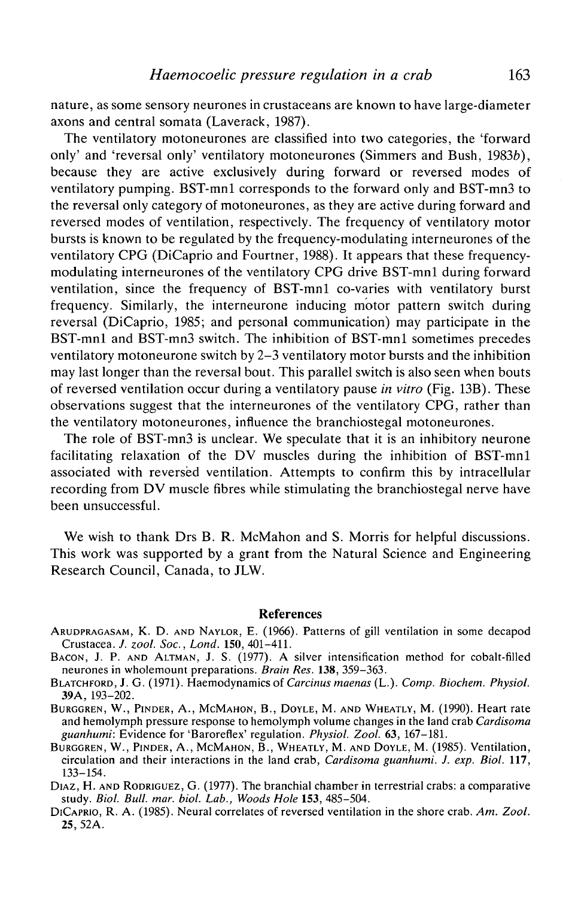nature, as some sensory neurones in crustaceans are known to have large-diameter axons and central somata (Laverack, 1987).

The ventilatory motoneurones are classified into two categories, the 'forward only' and 'reversal only' ventilatory motoneurones (Simmers and Bush, 1983*b*), because they are active exclusively during forward or reversed modes of ventilatory pumping. BST-mn1 corresponds to the forward only and BST-mn3 to the reversal only category of motoneurones, as they are active during forward and reversed modes of ventilation, respectively. The frequency of ventilatory motor bursts is known to be regulated by the frequency-modulating interneurones of the ventilatory CPG (DiCaprio and Fourtner, 1988). It appears that these frequency-modulating interneurones of the ventilatory CPG drive BST-mn1 during forward ventilation, since the frequency of BST-mn1 co-varies with ventilatory burst frequency. Similarly, the interneurone inducing motor pattern switch during reversal (DiCaprio, 1985; and personal communication) may participate in the BST-mn1 and BST-mn3 switch. The inhibition of BST-mn1 sometimes precedes ventilatory motoneurone switch by 2–3 ventilatory motor bursts and the inhibition may last longer than the reversal bout. This parallel switch is also seen when bouts of reversed ventilation occur during a ventilatory pause *in vitro* (Fig. 13B). These observations suggest that the interneurones of the ventilatory CPG, rather than the ventilatory motoneurones, influence the branchiostegal motoneurones.

The role of BST-mn3 is unclear. We speculate that it is an inhibitory neurone facilitating relaxation of the DV muscles during the inhibition of BST-mn1 associated with reversed ventilation. Attempts to confirm this by intracellular recording from DV muscle fibres while stimulating the branchiostegal nerve have been unsuccessful.

We wish to thank Drs B. R. McMahon and S. Morris for helpful discussions. This work was supported by a grant from the Natural Science and Engineering Research Council, Canada, to JLW.

## References

ARUDPRAGASAM, K. D. AND NAYLOR, E. (1966). Patterns of gill ventilation in some decapod Crustacea. *J. zool. Soc., Lond.* **150**, 401–411.

BACON, J. P. AND ALTMAN, J. S. (1977). A silver intensification method for cobalt-filled neurones in wholemount preparations. *Brain Res.* **138**, 359–363.

BLATCHFORD, J. G. (1971). Haemodynamics of *Carcinus maenas* (L.). *Comp. Biochem. Physiol.* **39A**, 193–202.

BURGGREN, W., PINDER, A., MCMAHON, B., DOYLE, M. AND WHEATLY, M. (1990). Heart rate and hemolymph pressure response to hemolymph volume changes in the land crab *Cardisoma guanhumi*: Evidence for 'Baroreflex' regulation. *Physiol. Zool.* **63**, 167–181.

BURGGREN, W., PINDER, A., MCMAHON, B., WHEATLY, M. AND DOYLE, M. (1985). Ventilation, circulation and their interactions in the land crab, *Cardisoma guanhumi*. *J. exp. Biol.* **117**, 133–154.

DIAZ, H. AND RODRIGUEZ, G. (1977). The branchial chamber in terrestrial crabs: a comparative study. *Biol. Bull. mar. biol. Lab., Woods Hole* **153**, 485–504.

DICAPRIO, R. A. (1985). Neural correlates of reversed ventilation in the shore crab. *Am. Zool.* **25**, 52A.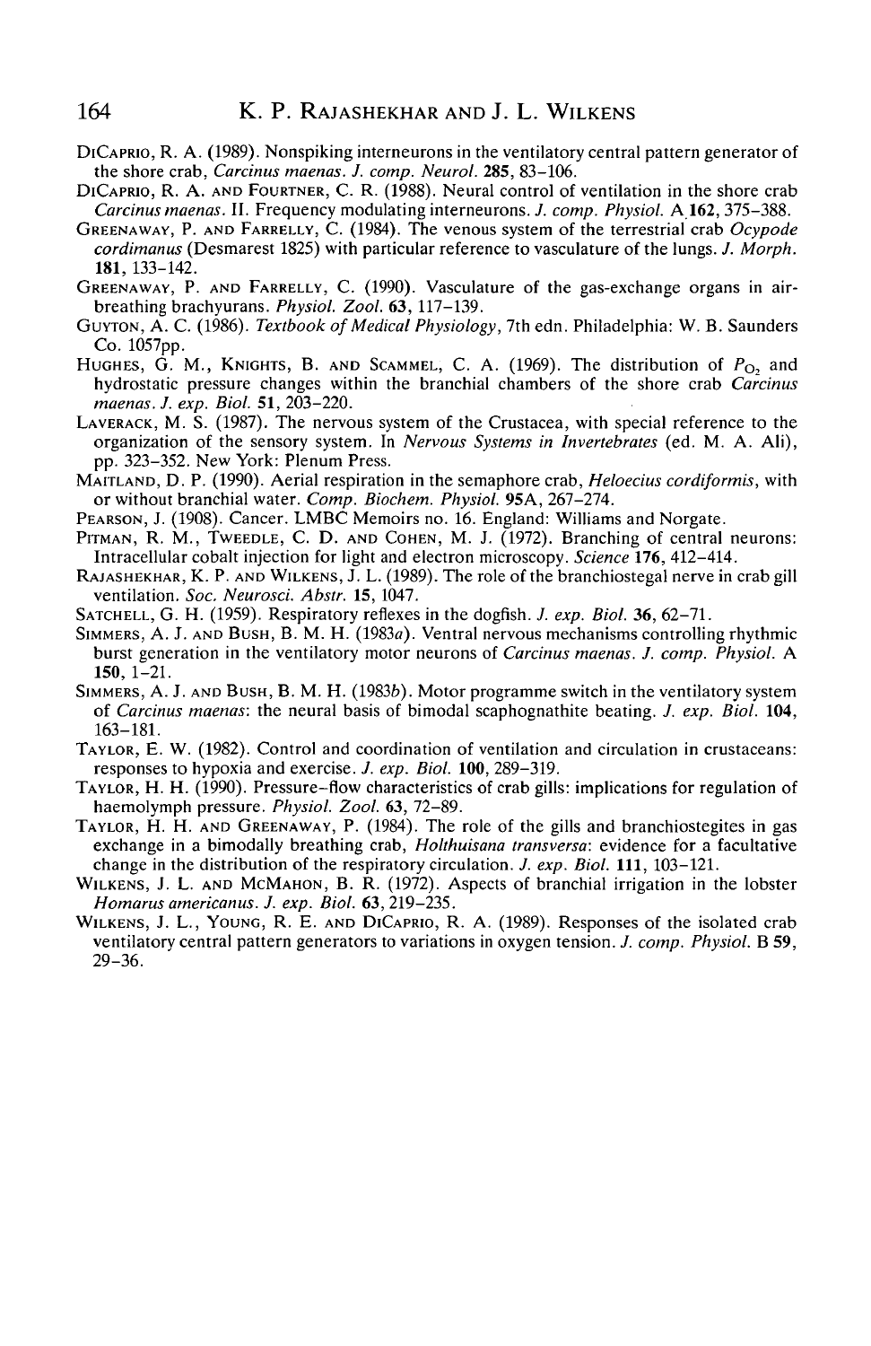DiCaprio, R. A. (1989). Nonspiking interneurons in the ventilatory central pattern generator of the shore crab, *Carcinus maenas*. *J. comp. Neurol.* **285**, 83–106.

DiCaprio, R. A. and Fourtner, C. R. (1988). Neural control of ventilation in the shore crab *Carcinus maenas*. II. Frequency modulating interneurons. *J. comp. Physiol.* A **162**, 375–388.

Greenaway, P. and Farrelly, C. (1984). The venous system of the terrestrial crab *Ocypode cordimanus* (Desmarest 1825) with particular reference to vasculature of the lungs. *J. Morph.* **181**, 133–142.

Greenaway, P. and Farrelly, C. (1990). Vasculature of the gas-exchange organs in air-breathing brachyurans. *Physiol. Zool.* **63**, 117–139.

Guyton, A. C. (1986). *Textbook of Medical Physiology*, 7th edn. Philadelphia: W. B. Saunders Co. 1057pp.

Hughes, G. M., Knights, B. and Scammel, C. A. (1969). The distribution of $P_{O_2}$ and hydrostatic pressure changes within the branchial chambers of the shore crab *Carcinus maenas*. *J. exp. Biol.* **51**, 203–220.

Laverack, M. S. (1987). The nervous system of the Crustacea, with special reference to the organization of the sensory system. In *Nervous Systems in Invertebrates* (ed. M. A. Ali), pp. 323–352. New York: Plenum Press.

Maitland, D. P. (1990). Aerial respiration in the semaphore crab, *Heloecius cordiformis*, with or without branchial water. *Comp. Biochem. Physiol.* **95A**, 267–274.

Pearson, J. (1908). Cancer. LMBC Memoirs no. 16. England: Williams and Norgate.

Pitman, R. M., Tweedle, C. D. and Cohen, M. J. (1972). Branching of central neurons: Intracellular cobalt injection for light and electron microscopy. *Science* **176**, 412–414.

Rajashekhar, K. P. and Wilkens, J. L. (1989). The role of the branchiostegal nerve in crab gill ventilation. *Soc. Neurosci. Abstr.* **15**, 1047.

Satchell, G. H. (1959). Respiratory reflexes in the dogfish. *J. exp. Biol.* **36**, 62–71.

Simmers, A. J. and Bush, B. M. H. (1983*a*). Ventral nervous mechanisms controlling rhythmic burst generation in the ventilatory motor neurons of *Carcinus maenas*. *J. comp. Physiol.* A **150**, 1–21.

Simmers, A. J. and Bush, B. M. H. (1983*b*). Motor programme switch in the ventilatory system of *Carcinus maenas*: the neural basis of bimodal scaphognathite beating. *J. exp. Biol.* **104**, 163–181.

Taylor, E. W. (1982). Control and coordination of ventilation and circulation in crustaceans: responses to hypoxia and exercise. *J. exp. Biol.* **100**, 289–319.

Taylor, H. H. (1990). Pressure–flow characteristics of crab gills: implications for regulation of haemolymph pressure. *Physiol. Zool.* **63**, 72–89.

Taylor, H. H. and Greenaway, P. (1984). The role of the gills and branchiostegites in gas exchange in a bimodally breathing crab, *Holthuisana transversa*: evidence for a facultative change in the distribution of the respiratory circulation. *J. exp. Biol.* **111**, 103–121.

Wilkens, J. L. and McMahon, B. R. (1972). Aspects of branchial irrigation in the lobster *Homarus americanus*. *J. exp. Biol.* **63**, 219–235.

Wilkens, J. L., Young, R. E. and DiCaprio, R. A. (1989). Responses of the isolated crab ventilatory central pattern generators to variations in oxygen tension. *J. comp. Physiol.* B **59**, 29–36.